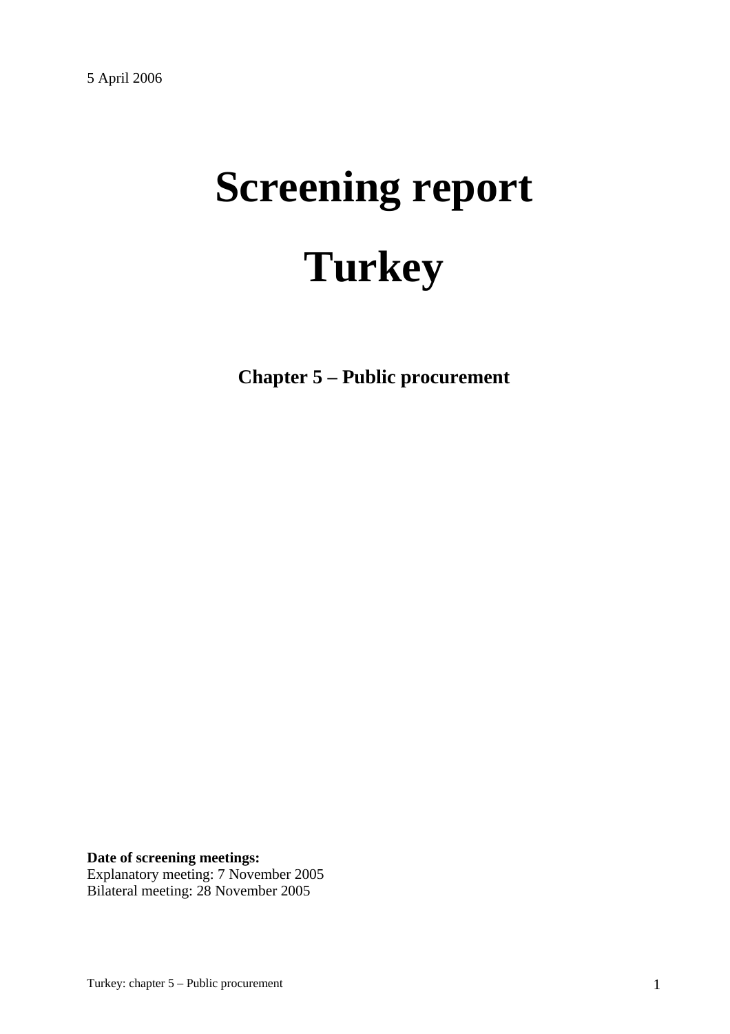5 April 2006

# Screening report

# Turkey

## Chapter 5 – Public procurement

**Date of screening meetings:**
Explanatory meeting: 7 November 2005
Bilateral meeting: 28 November 2005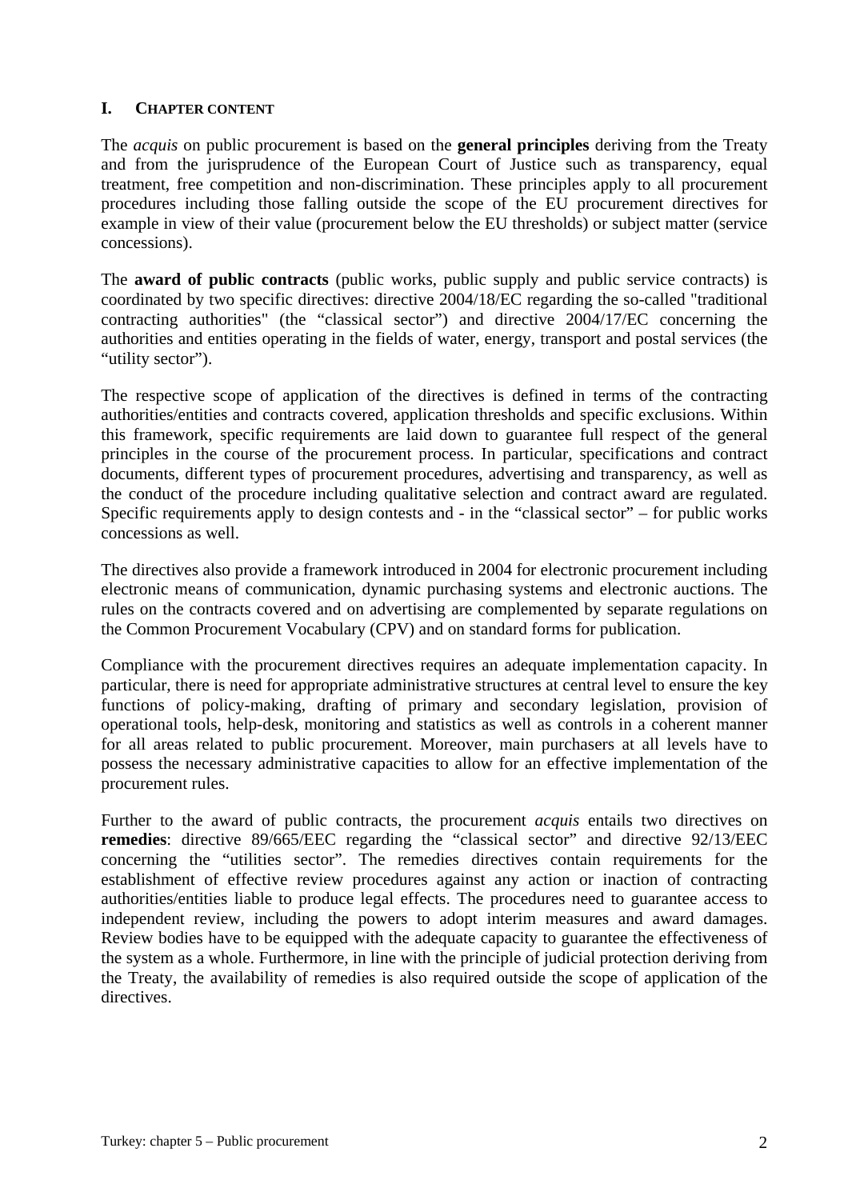## I. CHAPTER CONTENT

The *acquis* on public procurement is based on the **general principles** deriving from the Treaty and from the jurisprudence of the European Court of Justice such as transparency, equal treatment, free competition and non-discrimination. These principles apply to all procurement procedures including those falling outside the scope of the EU procurement directives for example in view of their value (procurement below the EU thresholds) or subject matter (service concessions).

The **award of public contracts** (public works, public supply and public service contracts) is coordinated by two specific directives: directive 2004/18/EC regarding the so-called "traditional contracting authorities" (the "classical sector") and directive 2004/17/EC concerning the authorities and entities operating in the fields of water, energy, transport and postal services (the "utility sector").

The respective scope of application of the directives is defined in terms of the contracting authorities/entities and contracts covered, application thresholds and specific exclusions. Within this framework, specific requirements are laid down to guarantee full respect of the general principles in the course of the procurement process. In particular, specifications and contract documents, different types of procurement procedures, advertising and transparency, as well as the conduct of the procedure including qualitative selection and contract award are regulated. Specific requirements apply to design contests and - in the "classical sector" – for public works concessions as well.

The directives also provide a framework introduced in 2004 for electronic procurement including electronic means of communication, dynamic purchasing systems and electronic auctions. The rules on the contracts covered and on advertising are complemented by separate regulations on the Common Procurement Vocabulary (CPV) and on standard forms for publication.

Compliance with the procurement directives requires an adequate implementation capacity. In particular, there is need for appropriate administrative structures at central level to ensure the key functions of policy-making, drafting of primary and secondary legislation, provision of operational tools, help-desk, monitoring and statistics as well as controls in a coherent manner for all areas related to public procurement. Moreover, main purchasers at all levels have to possess the necessary administrative capacities to allow for an effective implementation of the procurement rules.

Further to the award of public contracts, the procurement *acquis* entails two directives on **remedies**: directive 89/665/EEC regarding the "classical sector" and directive 92/13/EEC concerning the "utilities sector". The remedies directives contain requirements for the establishment of effective review procedures against any action or inaction of contracting authorities/entities liable to produce legal effects. The procedures need to guarantee access to independent review, including the powers to adopt interim measures and award damages. Review bodies have to be equipped with the adequate capacity to guarantee the effectiveness of the system as a whole. Furthermore, in line with the principle of judicial protection deriving from the Treaty, the availability of remedies is also required outside the scope of application of the directives.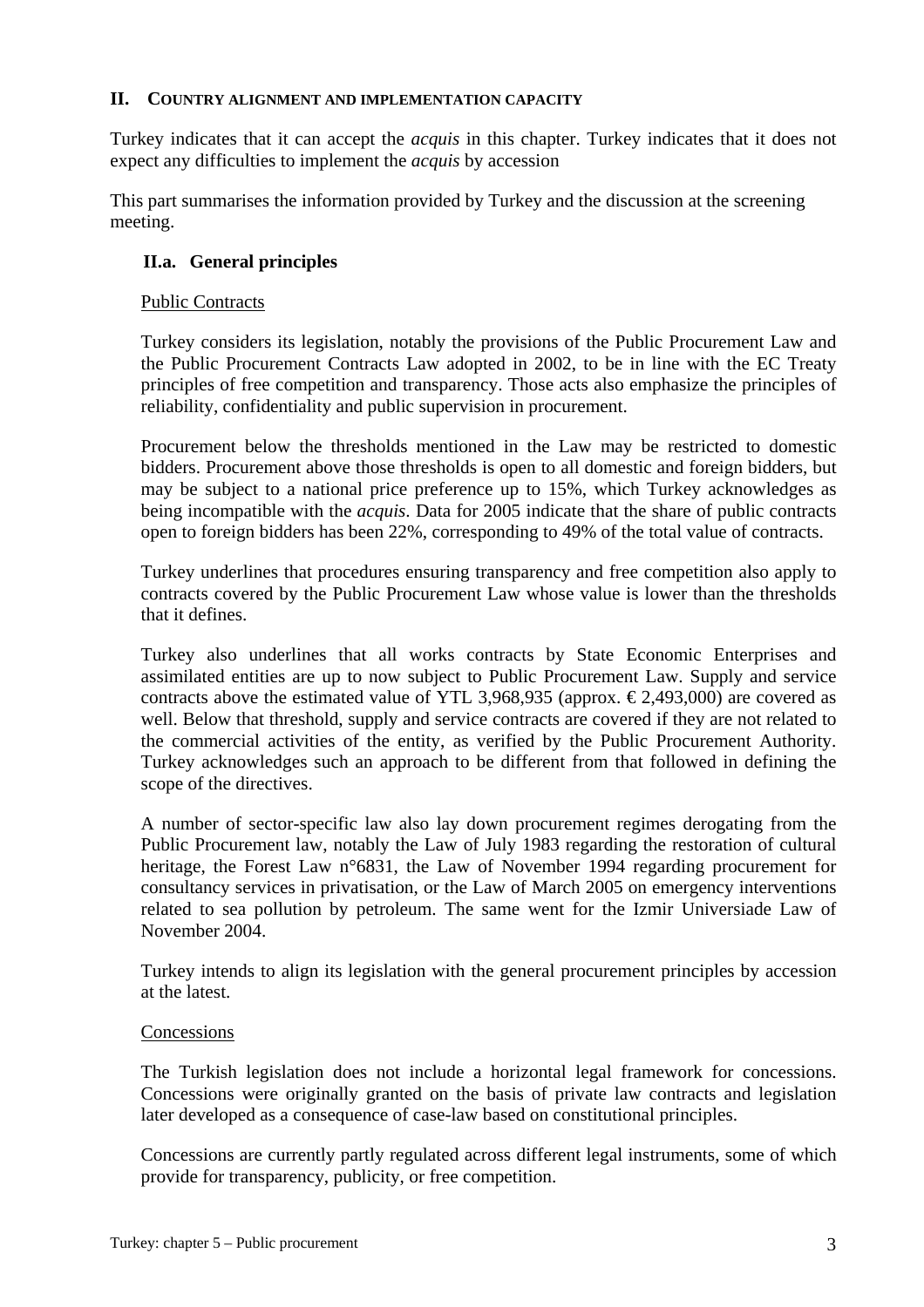## II. Country alignment and implementation capacity

Turkey indicates that it can accept the *acquis* in this chapter. Turkey indicates that it does not expect any difficulties to implement the *acquis* by accession

This part summarises the information provided by Turkey and the discussion at the screening meeting.

### II.a. General principles

Public Contracts

Turkey considers its legislation, notably the provisions of the Public Procurement Law and the Public Procurement Contracts Law adopted in 2002, to be in line with the EC Treaty principles of free competition and transparency. Those acts also emphasize the principles of reliability, confidentiality and public supervision in procurement.

Procurement below the thresholds mentioned in the Law may be restricted to domestic bidders. Procurement above those thresholds is open to all domestic and foreign bidders, but may be subject to a national price preference up to 15%, which Turkey acknowledges as being incompatible with the *acquis*. Data for 2005 indicate that the share of public contracts open to foreign bidders has been 22%, corresponding to 49% of the total value of contracts.

Turkey underlines that procedures ensuring transparency and free competition also apply to contracts covered by the Public Procurement Law whose value is lower than the thresholds that it defines.

Turkey also underlines that all works contracts by State Economic Enterprises and assimilated entities are up to now subject to Public Procurement Law. Supply and service contracts above the estimated value of YTL 3,968,935 (approx. € 2,493,000) are covered as well. Below that threshold, supply and service contracts are covered if they are not related to the commercial activities of the entity, as verified by the Public Procurement Authority. Turkey acknowledges such an approach to be different from that followed in defining the scope of the directives.

A number of sector-specific law also lay down procurement regimes derogating from the Public Procurement law, notably the Law of July 1983 regarding the restoration of cultural heritage, the Forest Law n°6831, the Law of November 1994 regarding procurement for consultancy services in privatisation, or the Law of March 2005 on emergency interventions related to sea pollution by petroleum. The same went for the Izmir Universiade Law of November 2004.

Turkey intends to align its legislation with the general procurement principles by accession at the latest.

Concessions

The Turkish legislation does not include a horizontal legal framework for concessions. Concessions were originally granted on the basis of private law contracts and legislation later developed as a consequence of case-law based on constitutional principles.

Concessions are currently partly regulated across different legal instruments, some of which provide for transparency, publicity, or free competition.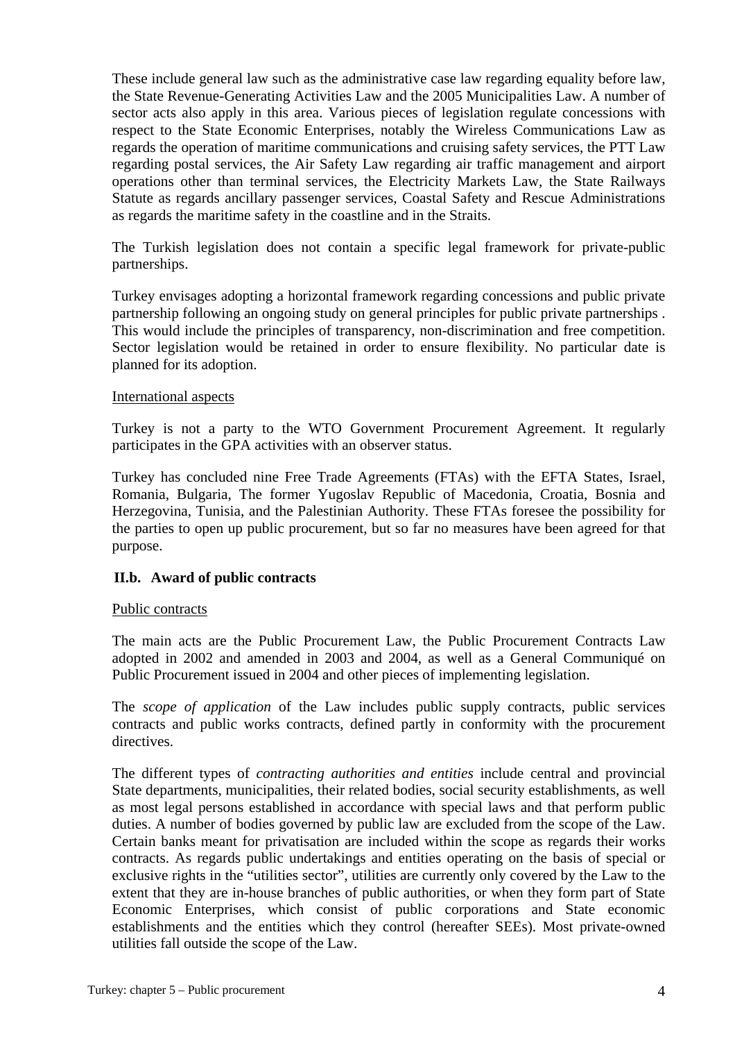These include general law such as the administrative case law regarding equality before law, the State Revenue-Generating Activities Law and the 2005 Municipalities Law. A number of sector acts also apply in this area. Various pieces of legislation regulate concessions with respect to the State Economic Enterprises, notably the Wireless Communications Law as regards the operation of maritime communications and cruising safety services, the PTT Law regarding postal services, the Air Safety Law regarding air traffic management and airport operations other than terminal services, the Electricity Markets Law, the State Railways Statute as regards ancillary passenger services, Coastal Safety and Rescue Administrations as regards the maritime safety in the coastline and in the Straits.

The Turkish legislation does not contain a specific legal framework for private-public partnerships.

Turkey envisages adopting a horizontal framework regarding concessions and public private partnership following an ongoing study on general principles for public private partnerships . This would include the principles of transparency, non-discrimination and free competition. Sector legislation would be retained in order to ensure flexibility. No particular date is planned for its adoption.

<u>International aspects</u>

Turkey is not a party to the WTO Government Procurement Agreement. It regularly participates in the GPA activities with an observer status.

Turkey has concluded nine Free Trade Agreements (FTAs) with the EFTA States, Israel, Romania, Bulgaria, The former Yugoslav Republic of Macedonia, Croatia, Bosnia and Herzegovina, Tunisia, and the Palestinian Authority. These FTAs foresee the possibility for the parties to open up public procurement, but so far no measures have been agreed for that purpose.

### II.b. Award of public contracts

<u>Public contracts</u>

The main acts are the Public Procurement Law, the Public Procurement Contracts Law adopted in 2002 and amended in 2003 and 2004, as well as a General Communiqué on Public Procurement issued in 2004 and other pieces of implementing legislation.

The *scope of application* of the Law includes public supply contracts, public services contracts and public works contracts, defined partly in conformity with the procurement directives.

The different types of *contracting authorities and entities* include central and provincial State departments, municipalities, their related bodies, social security establishments, as well as most legal persons established in accordance with special laws and that perform public duties. A number of bodies governed by public law are excluded from the scope of the Law. Certain banks meant for privatisation are included within the scope as regards their works contracts. As regards public undertakings and entities operating on the basis of special or exclusive rights in the "utilities sector", utilities are currently only covered by the Law to the extent that they are in-house branches of public authorities, or when they form part of State Economic Enterprises, which consist of public corporations and State economic establishments and the entities which they control (hereafter SEEs). Most private-owned utilities fall outside the scope of the Law.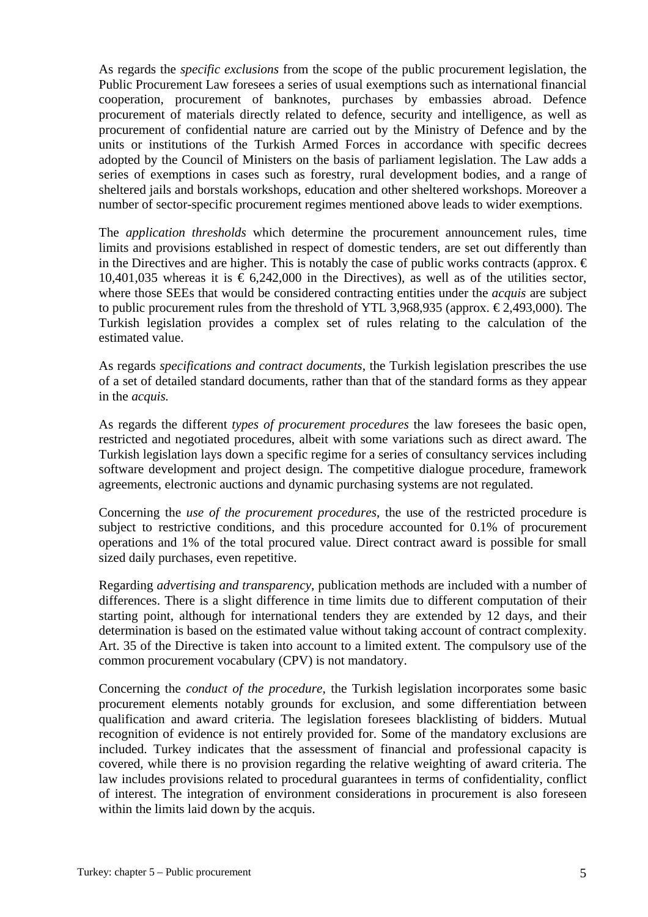As regards the *specific exclusions* from the scope of the public procurement legislation, the Public Procurement Law foresees a series of usual exemptions such as international financial cooperation, procurement of banknotes, purchases by embassies abroad. Defence procurement of materials directly related to defence, security and intelligence, as well as procurement of confidential nature are carried out by the Ministry of Defence and by the units or institutions of the Turkish Armed Forces in accordance with specific decrees adopted by the Council of Ministers on the basis of parliament legislation. The Law adds a series of exemptions in cases such as forestry, rural development bodies, and a range of sheltered jails and borstals workshops, education and other sheltered workshops. Moreover a number of sector-specific procurement regimes mentioned above leads to wider exemptions.

The *application thresholds* which determine the procurement announcement rules, time limits and provisions established in respect of domestic tenders, are set out differently than in the Directives and are higher. This is notably the case of public works contracts (approx. € 10,401,035 whereas it is € 6,242,000 in the Directives), as well as of the utilities sector, where those SEEs that would be considered contracting entities under the *acquis* are subject to public procurement rules from the threshold of YTL 3,968,935 (approx. € 2,493,000). The Turkish legislation provides a complex set of rules relating to the calculation of the estimated value.

As regards *specifications and contract documents*, the Turkish legislation prescribes the use of a set of detailed standard documents, rather than that of the standard forms as they appear in the *acquis.*

As regards the different *types of procurement procedures* the law foresees the basic open, restricted and negotiated procedures, albeit with some variations such as direct award. The Turkish legislation lays down a specific regime for a series of consultancy services including software development and project design. The competitive dialogue procedure, framework agreements, electronic auctions and dynamic purchasing systems are not regulated.

Concerning the *use of the procurement procedures*, the use of the restricted procedure is subject to restrictive conditions, and this procedure accounted for 0.1% of procurement operations and 1% of the total procured value. Direct contract award is possible for small sized daily purchases, even repetitive.

Regarding *advertising and transparency*, publication methods are included with a number of differences. There is a slight difference in time limits due to different computation of their starting point, although for international tenders they are extended by 12 days, and their determination is based on the estimated value without taking account of contract complexity. Art. 35 of the Directive is taken into account to a limited extent. The compulsory use of the common procurement vocabulary (CPV) is not mandatory.

Concerning the *conduct of the procedure*, the Turkish legislation incorporates some basic procurement elements notably grounds for exclusion, and some differentiation between qualification and award criteria. The legislation foresees blacklisting of bidders. Mutual recognition of evidence is not entirely provided for. Some of the mandatory exclusions are included. Turkey indicates that the assessment of financial and professional capacity is covered, while there is no provision regarding the relative weighting of award criteria. The law includes provisions related to procedural guarantees in terms of confidentiality, conflict of interest. The integration of environment considerations in procurement is also foreseen within the limits laid down by the acquis.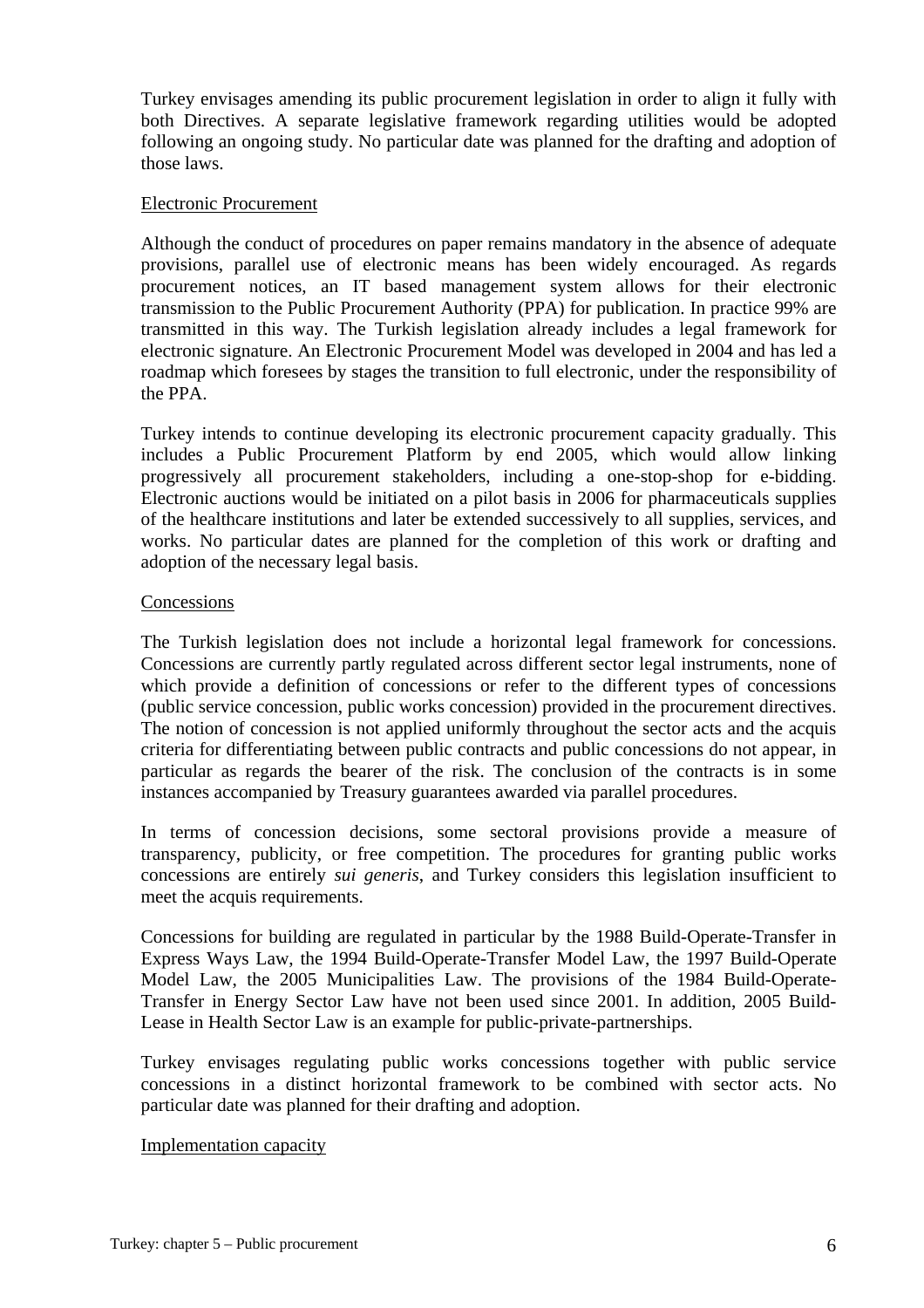Turkey envisages amending its public procurement legislation in order to align it fully with both Directives. A separate legislative framework regarding utilities would be adopted following an ongoing study. No particular date was planned for the drafting and adoption of those laws.

Electronic Procurement

Although the conduct of procedures on paper remains mandatory in the absence of adequate provisions, parallel use of electronic means has been widely encouraged. As regards procurement notices, an IT based management system allows for their electronic transmission to the Public Procurement Authority (PPA) for publication. In practice 99% are transmitted in this way. The Turkish legislation already includes a legal framework for electronic signature. An Electronic Procurement Model was developed in 2004 and has led a roadmap which foresees by stages the transition to full electronic, under the responsibility of the PPA.

Turkey intends to continue developing its electronic procurement capacity gradually. This includes a Public Procurement Platform by end 2005, which would allow linking progressively all procurement stakeholders, including a one-stop-shop for e-bidding. Electronic auctions would be initiated on a pilot basis in 2006 for pharmaceuticals supplies of the healthcare institutions and later be extended successively to all supplies, services, and works. No particular dates are planned for the completion of this work or drafting and adoption of the necessary legal basis.

Concessions

The Turkish legislation does not include a horizontal legal framework for concessions. Concessions are currently partly regulated across different sector legal instruments, none of which provide a definition of concessions or refer to the different types of concessions (public service concession, public works concession) provided in the procurement directives. The notion of concession is not applied uniformly throughout the sector acts and the acquis criteria for differentiating between public contracts and public concessions do not appear, in particular as regards the bearer of the risk. The conclusion of the contracts is in some instances accompanied by Treasury guarantees awarded via parallel procedures.

In terms of concession decisions, some sectoral provisions provide a measure of transparency, publicity, or free competition. The procedures for granting public works concessions are entirely *sui generis*, and Turkey considers this legislation insufficient to meet the acquis requirements.

Concessions for building are regulated in particular by the 1988 Build-Operate-Transfer in Express Ways Law, the 1994 Build-Operate-Transfer Model Law, the 1997 Build-Operate Model Law, the 2005 Municipalities Law. The provisions of the 1984 Build-Operate-Transfer in Energy Sector Law have not been used since 2001. In addition, 2005 Build-Lease in Health Sector Law is an example for public-private-partnerships.

Turkey envisages regulating public works concessions together with public service concessions in a distinct horizontal framework to be combined with sector acts. No particular date was planned for their drafting and adoption.

Implementation capacity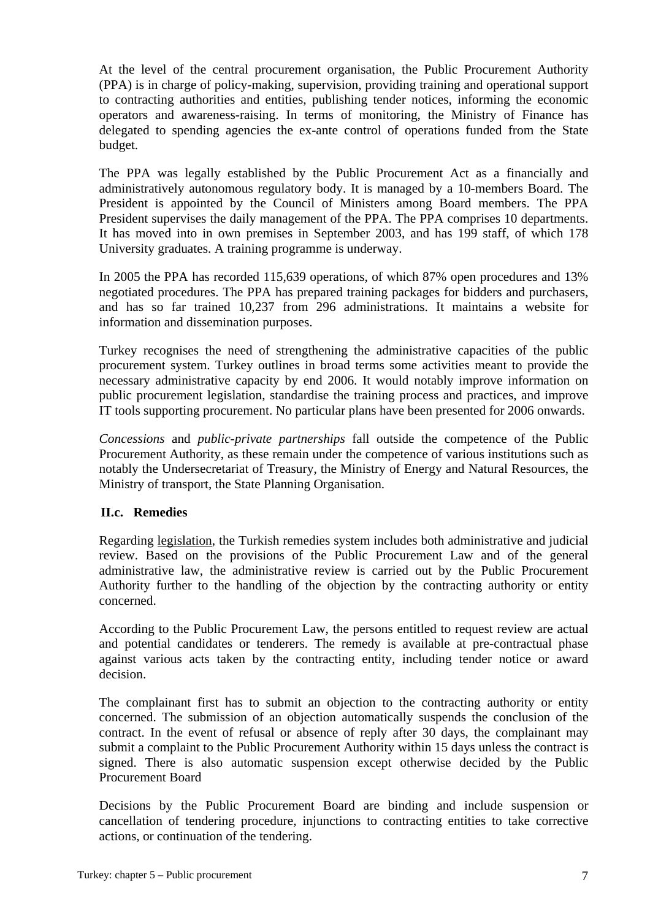At the level of the central procurement organisation, the Public Procurement Authority (PPA) is in charge of policy-making, supervision, providing training and operational support to contracting authorities and entities, publishing tender notices, informing the economic operators and awareness-raising. In terms of monitoring, the Ministry of Finance has delegated to spending agencies the ex-ante control of operations funded from the State budget.

The PPA was legally established by the Public Procurement Act as a financially and administratively autonomous regulatory body. It is managed by a 10-members Board. The President is appointed by the Council of Ministers among Board members. The PPA President supervises the daily management of the PPA. The PPA comprises 10 departments. It has moved into in own premises in September 2003, and has 199 staff, of which 178 University graduates. A training programme is underway.

In 2005 the PPA has recorded 115,639 operations, of which 87% open procedures and 13% negotiated procedures. The PPA has prepared training packages for bidders and purchasers, and has so far trained 10,237 from 296 administrations. It maintains a website for information and dissemination purposes.

Turkey recognises the need of strengthening the administrative capacities of the public procurement system. Turkey outlines in broad terms some activities meant to provide the necessary administrative capacity by end 2006. It would notably improve information on public procurement legislation, standardise the training process and practices, and improve IT tools supporting procurement. No particular plans have been presented for 2006 onwards.

*Concessions* and *public-private partnerships* fall outside the competence of the Public Procurement Authority, as these remain under the competence of various institutions such as notably the Undersecretariat of Treasury, the Ministry of Energy and Natural Resources, the Ministry of transport, the State Planning Organisation.

### II.c. Remedies

Regarding legislation, the Turkish remedies system includes both administrative and judicial review. Based on the provisions of the Public Procurement Law and of the general administrative law, the administrative review is carried out by the Public Procurement Authority further to the handling of the objection by the contracting authority or entity concerned.

According to the Public Procurement Law, the persons entitled to request review are actual and potential candidates or tenderers. The remedy is available at pre-contractual phase against various acts taken by the contracting entity, including tender notice or award decision.

The complainant first has to submit an objection to the contracting authority or entity concerned. The submission of an objection automatically suspends the conclusion of the contract. In the event of refusal or absence of reply after 30 days, the complainant may submit a complaint to the Public Procurement Authority within 15 days unless the contract is signed. There is also automatic suspension except otherwise decided by the Public Procurement Board

Decisions by the Public Procurement Board are binding and include suspension or cancellation of tendering procedure, injunctions to contracting entities to take corrective actions, or continuation of the tendering.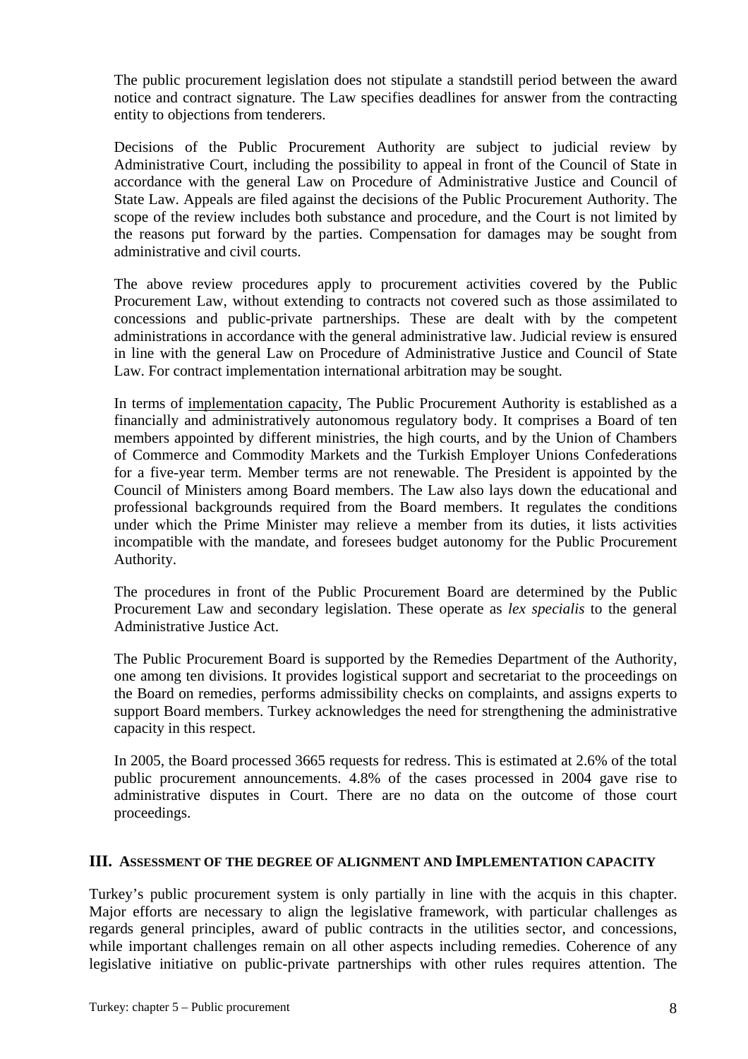The public procurement legislation does not stipulate a standstill period between the award notice and contract signature. The Law specifies deadlines for answer from the contracting entity to objections from tenderers.

Decisions of the Public Procurement Authority are subject to judicial review by Administrative Court, including the possibility to appeal in front of the Council of State in accordance with the general Law on Procedure of Administrative Justice and Council of State Law. Appeals are filed against the decisions of the Public Procurement Authority. The scope of the review includes both substance and procedure, and the Court is not limited by the reasons put forward by the parties. Compensation for damages may be sought from administrative and civil courts.

The above review procedures apply to procurement activities covered by the Public Procurement Law, without extending to contracts not covered such as those assimilated to concessions and public-private partnerships. These are dealt with by the competent administrations in accordance with the general administrative law. Judicial review is ensured in line with the general Law on Procedure of Administrative Justice and Council of State Law. For contract implementation international arbitration may be sought.

In terms of implementation capacity, The Public Procurement Authority is established as a financially and administratively autonomous regulatory body. It comprises a Board of ten members appointed by different ministries, the high courts, and by the Union of Chambers of Commerce and Commodity Markets and the Turkish Employer Unions Confederations for a five-year term. Member terms are not renewable. The President is appointed by the Council of Ministers among Board members. The Law also lays down the educational and professional backgrounds required from the Board members. It regulates the conditions under which the Prime Minister may relieve a member from its duties, it lists activities incompatible with the mandate, and foresees budget autonomy for the Public Procurement Authority.

The procedures in front of the Public Procurement Board are determined by the Public Procurement Law and secondary legislation. These operate as *lex specialis* to the general Administrative Justice Act.

The Public Procurement Board is supported by the Remedies Department of the Authority, one among ten divisions. It provides logistical support and secretariat to the proceedings on the Board on remedies, performs admissibility checks on complaints, and assigns experts to support Board members. Turkey acknowledges the need for strengthening the administrative capacity in this respect.

In 2005, the Board processed 3665 requests for redress. This is estimated at 2.6% of the total public procurement announcements. 4.8% of the cases processed in 2004 gave rise to administrative disputes in Court. There are no data on the outcome of those court proceedings.

## III. Assessment of the degree of alignment and Implementation capacity

Turkey's public procurement system is only partially in line with the acquis in this chapter. Major efforts are necessary to align the legislative framework, with particular challenges as regards general principles, award of public contracts in the utilities sector, and concessions, while important challenges remain on all other aspects including remedies. Coherence of any legislative initiative on public-private partnerships with other rules requires attention. The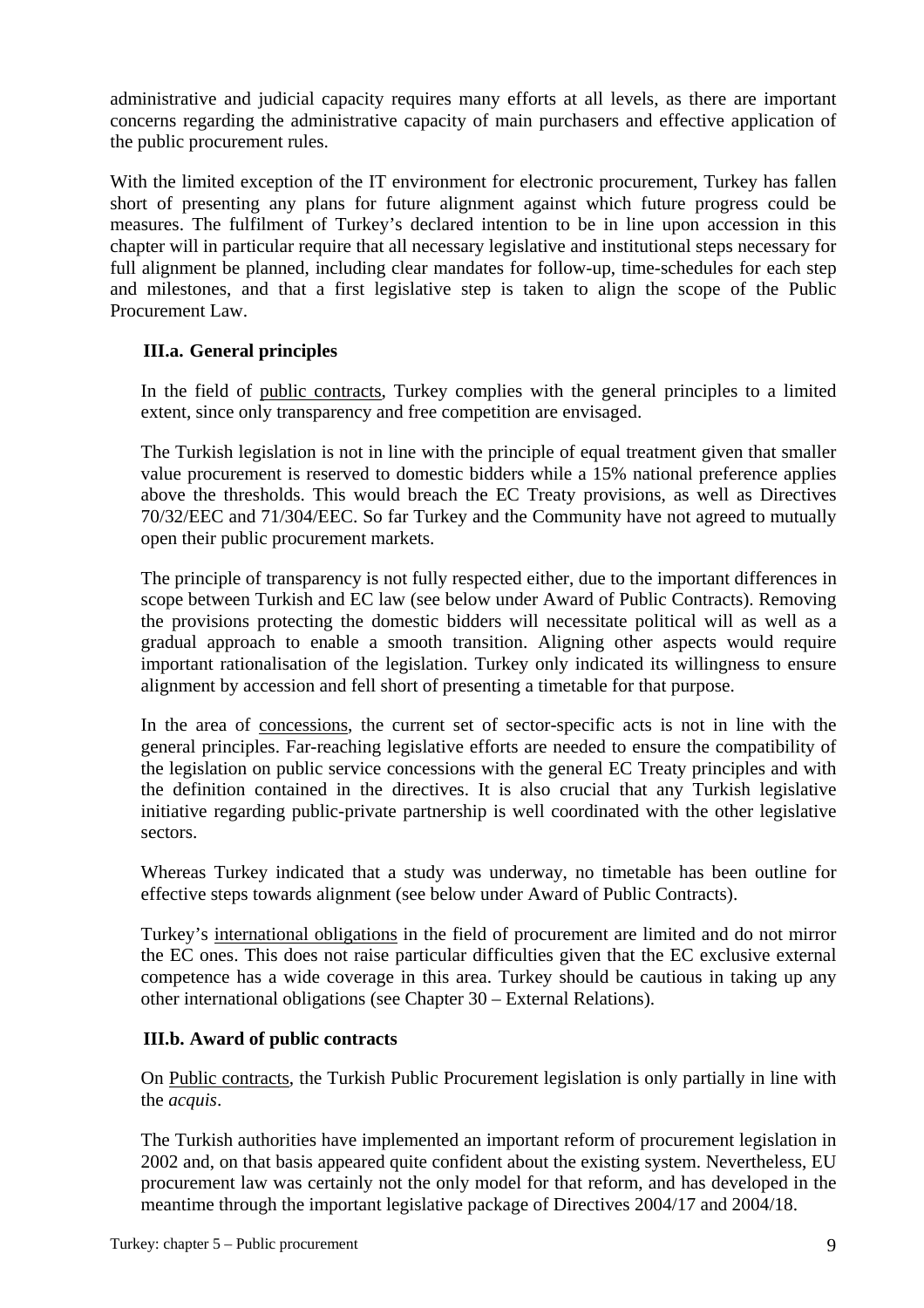administrative and judicial capacity requires many efforts at all levels, as there are important concerns regarding the administrative capacity of main purchasers and effective application of the public procurement rules.

With the limited exception of the IT environment for electronic procurement, Turkey has fallen short of presenting any plans for future alignment against which future progress could be measures. The fulfilment of Turkey's declared intention to be in line upon accession in this chapter will in particular require that all necessary legislative and institutional steps necessary for full alignment be planned, including clear mandates for follow-up, time-schedules for each step and milestones, and that a first legislative step is taken to align the scope of the Public Procurement Law.

### III.a. General principles

In the field of public contracts, Turkey complies with the general principles to a limited extent, since only transparency and free competition are envisaged.

The Turkish legislation is not in line with the principle of equal treatment given that smaller value procurement is reserved to domestic bidders while a 15% national preference applies above the thresholds. This would breach the EC Treaty provisions, as well as Directives 70/32/EEC and 71/304/EEC. So far Turkey and the Community have not agreed to mutually open their public procurement markets.

The principle of transparency is not fully respected either, due to the important differences in scope between Turkish and EC law (see below under Award of Public Contracts). Removing the provisions protecting the domestic bidders will necessitate political will as well as a gradual approach to enable a smooth transition. Aligning other aspects would require important rationalisation of the legislation. Turkey only indicated its willingness to ensure alignment by accession and fell short of presenting a timetable for that purpose.

In the area of concessions, the current set of sector-specific acts is not in line with the general principles. Far-reaching legislative efforts are needed to ensure the compatibility of the legislation on public service concessions with the general EC Treaty principles and with the definition contained in the directives. It is also crucial that any Turkish legislative initiative regarding public-private partnership is well coordinated with the other legislative sectors.

Whereas Turkey indicated that a study was underway, no timetable has been outline for effective steps towards alignment (see below under Award of Public Contracts).

Turkey's international obligations in the field of procurement are limited and do not mirror the EC ones. This does not raise particular difficulties given that the EC exclusive external competence has a wide coverage in this area. Turkey should be cautious in taking up any other international obligations (see Chapter 30 – External Relations).

### III.b. Award of public contracts

On Public contracts, the Turkish Public Procurement legislation is only partially in line with the *acquis*.

The Turkish authorities have implemented an important reform of procurement legislation in 2002 and, on that basis appeared quite confident about the existing system. Nevertheless, EU procurement law was certainly not the only model for that reform, and has developed in the meantime through the important legislative package of Directives 2004/17 and 2004/18.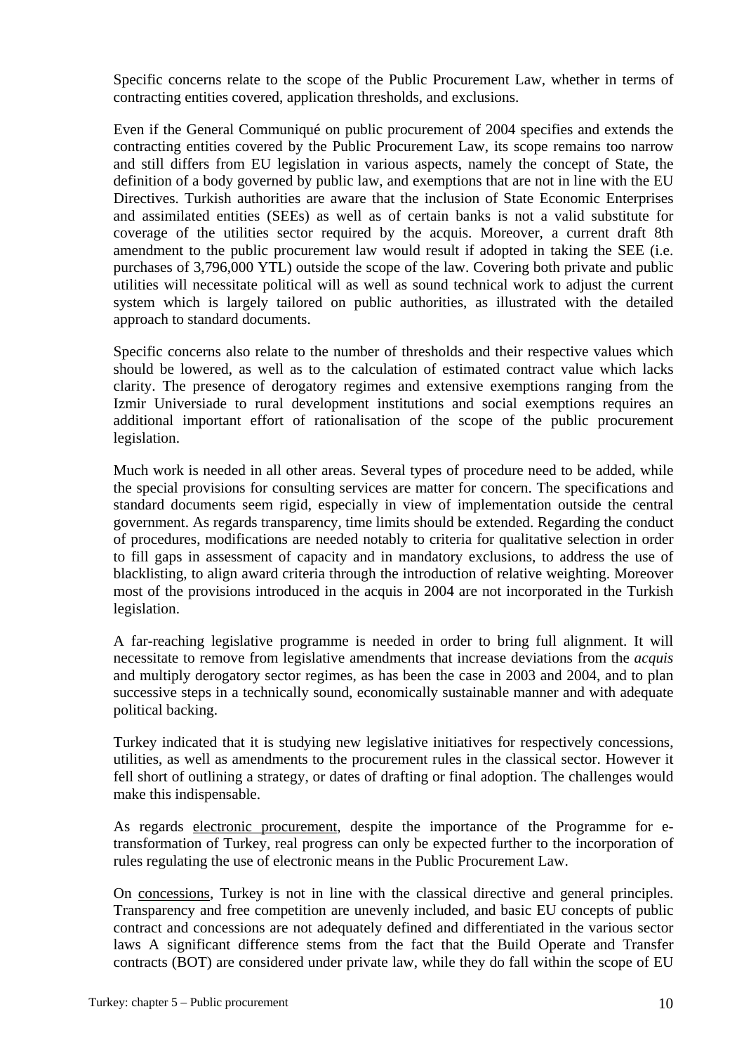Specific concerns relate to the scope of the Public Procurement Law, whether in terms of contracting entities covered, application thresholds, and exclusions.

Even if the General Communiqué on public procurement of 2004 specifies and extends the contracting entities covered by the Public Procurement Law, its scope remains too narrow and still differs from EU legislation in various aspects, namely the concept of State, the definition of a body governed by public law, and exemptions that are not in line with the EU Directives. Turkish authorities are aware that the inclusion of State Economic Enterprises and assimilated entities (SEEs) as well as of certain banks is not a valid substitute for coverage of the utilities sector required by the acquis. Moreover, a current draft 8th amendment to the public procurement law would result if adopted in taking the SEE (i.e. purchases of 3,796,000 YTL) outside the scope of the law. Covering both private and public utilities will necessitate political will as well as sound technical work to adjust the current system which is largely tailored on public authorities, as illustrated with the detailed approach to standard documents.

Specific concerns also relate to the number of thresholds and their respective values which should be lowered, as well as to the calculation of estimated contract value which lacks clarity. The presence of derogatory regimes and extensive exemptions ranging from the Izmir Universiade to rural development institutions and social exemptions requires an additional important effort of rationalisation of the scope of the public procurement legislation.

Much work is needed in all other areas. Several types of procedure need to be added, while the special provisions for consulting services are matter for concern. The specifications and standard documents seem rigid, especially in view of implementation outside the central government. As regards transparency, time limits should be extended. Regarding the conduct of procedures, modifications are needed notably to criteria for qualitative selection in order to fill gaps in assessment of capacity and in mandatory exclusions, to address the use of blacklisting, to align award criteria through the introduction of relative weighting. Moreover most of the provisions introduced in the acquis in 2004 are not incorporated in the Turkish legislation.

A far-reaching legislative programme is needed in order to bring full alignment. It will necessitate to remove from legislative amendments that increase deviations from the *acquis* and multiply derogatory sector regimes, as has been the case in 2003 and 2004, and to plan successive steps in a technically sound, economically sustainable manner and with adequate political backing.

Turkey indicated that it is studying new legislative initiatives for respectively concessions, utilities, as well as amendments to the procurement rules in the classical sector. However it fell short of outlining a strategy, or dates of drafting or final adoption. The challenges would make this indispensable.

As regards electronic procurement, despite the importance of the Programme for e-transformation of Turkey, real progress can only be expected further to the incorporation of rules regulating the use of electronic means in the Public Procurement Law.

On concessions, Turkey is not in line with the classical directive and general principles. Transparency and free competition are unevenly included, and basic EU concepts of public contract and concessions are not adequately defined and differentiated in the various sector laws A significant difference stems from the fact that the Build Operate and Transfer contracts (BOT) are considered under private law, while they do fall within the scope of EU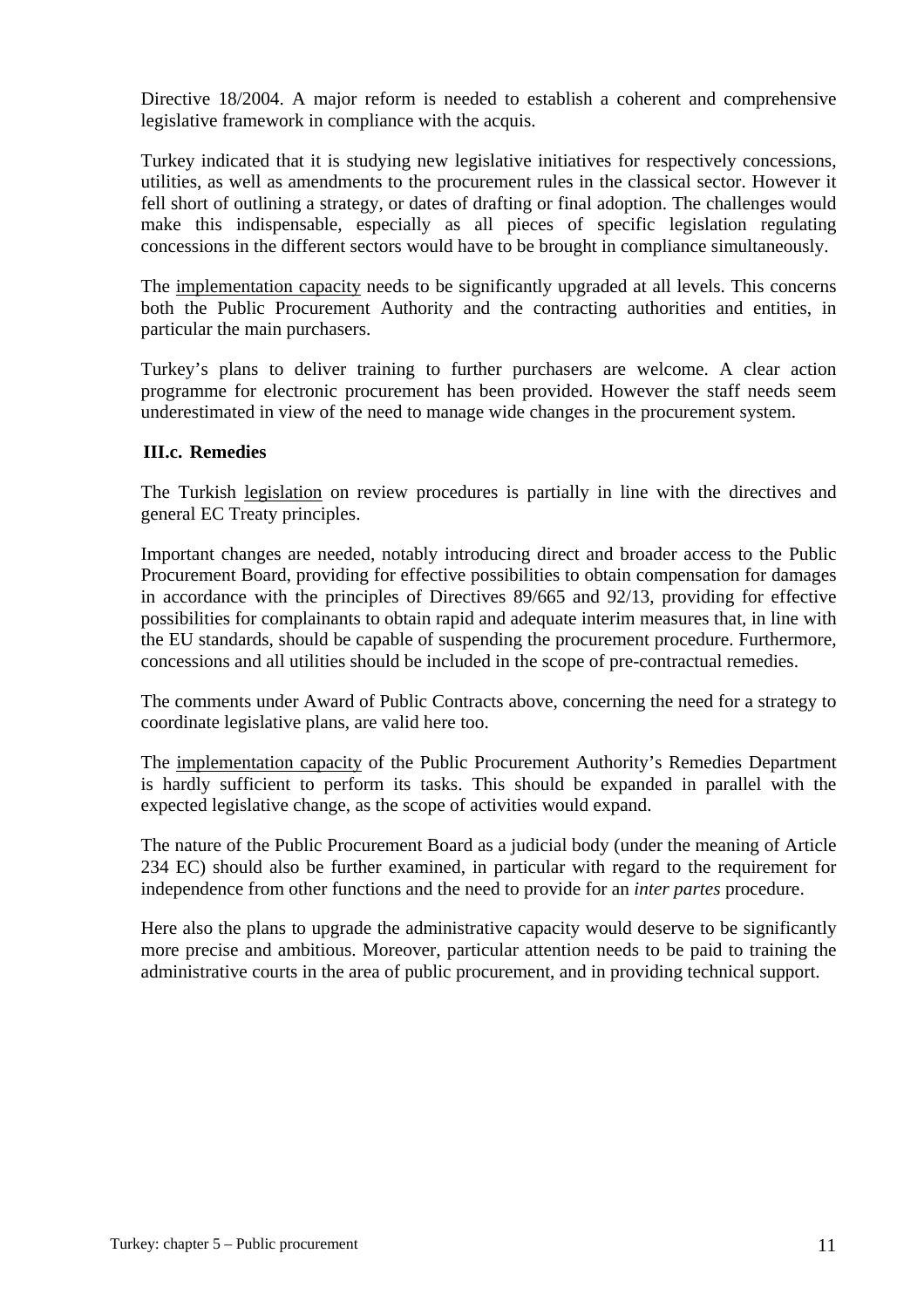Directive 18/2004. A major reform is needed to establish a coherent and comprehensive legislative framework in compliance with the acquis.

Turkey indicated that it is studying new legislative initiatives for respectively concessions, utilities, as well as amendments to the procurement rules in the classical sector. However it fell short of outlining a strategy, or dates of drafting or final adoption. The challenges would make this indispensable, especially as all pieces of specific legislation regulating concessions in the different sectors would have to be brought in compliance simultaneously.

The implementation capacity needs to be significantly upgraded at all levels. This concerns both the Public Procurement Authority and the contracting authorities and entities, in particular the main purchasers.

Turkey's plans to deliver training to further purchasers are welcome. A clear action programme for electronic procurement has been provided. However the staff needs seem underestimated in view of the need to manage wide changes in the procurement system.

### III.c. Remedies

The Turkish legislation on review procedures is partially in line with the directives and general EC Treaty principles.

Important changes are needed, notably introducing direct and broader access to the Public Procurement Board, providing for effective possibilities to obtain compensation for damages in accordance with the principles of Directives 89/665 and 92/13, providing for effective possibilities for complainants to obtain rapid and adequate interim measures that, in line with the EU standards, should be capable of suspending the procurement procedure. Furthermore, concessions and all utilities should be included in the scope of pre-contractual remedies.

The comments under Award of Public Contracts above, concerning the need for a strategy to coordinate legislative plans, are valid here too.

The implementation capacity of the Public Procurement Authority's Remedies Department is hardly sufficient to perform its tasks. This should be expanded in parallel with the expected legislative change, as the scope of activities would expand.

The nature of the Public Procurement Board as a judicial body (under the meaning of Article 234 EC) should also be further examined, in particular with regard to the requirement for independence from other functions and the need to provide for an *inter partes* procedure.

Here also the plans to upgrade the administrative capacity would deserve to be significantly more precise and ambitious. Moreover, particular attention needs to be paid to training the administrative courts in the area of public procurement, and in providing technical support.